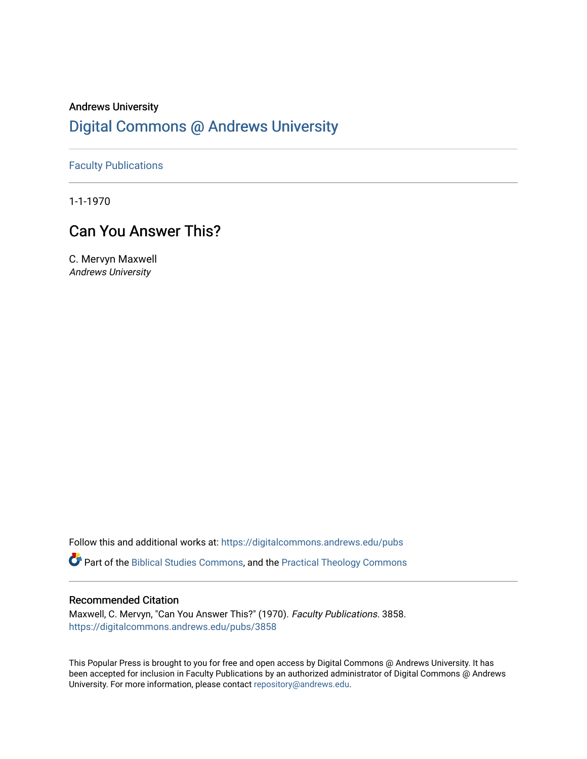Andrews University

## Digital Commons @ Andrews University

Faculty Publications

1-1-1970

# Can You Answer This?

C. Mervyn Maxwell
*Andrews University*

Follow this and additional works at: https://digitalcommons.andrews.edu/pubs

Part of the Biblical Studies Commons, and the Practical Theology Commons

### Recommended Citation

Maxwell, C. Mervyn, "Can You Answer This?" (1970). *Faculty Publications*. 3858.
https://digitalcommons.andrews.edu/pubs/3858

This Popular Press is brought to you for free and open access by Digital Commons @ Andrews University. It has been accepted for inclusion in Faculty Publications by an authorized administrator of Digital Commons @ Andrews University. For more information, please contact repository@andrews.edu.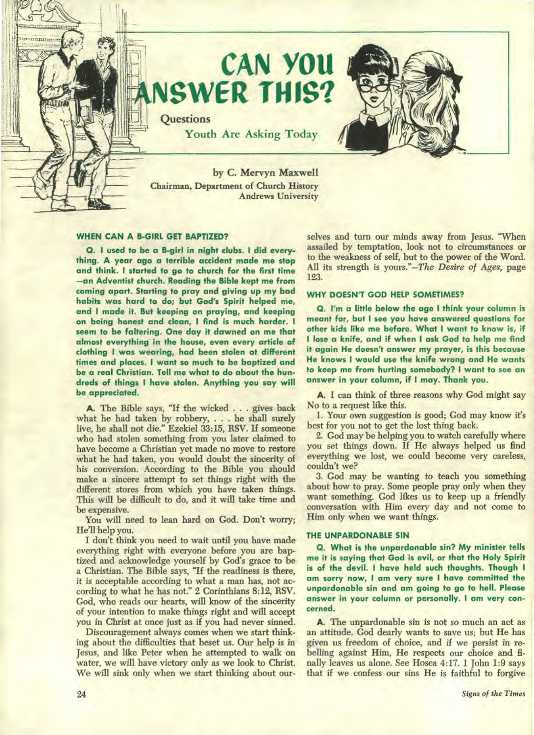# CAN YOU ANSWER THIS?

**Questions Youth Are Asking Today**

by C. Mervyn Maxwell
Chairman, Department of Church History
Andrews University

### WHEN CAN A B-GIRL GET BAPTIZED?

**Q. I used to be a B-girl in night clubs. I did everything. A year ago a terrible accident made me stop and think. I started to go to church for the first time —an Adventist church. Reading the Bible kept me from coming apart. Starting to pray and giving up my bad habits was hard to do; but God's Spirit helped me, and I made it. But keeping on praying, and keeping on being honest and clean, I find is much harder. I seem to be faltering. One day it dawned on me that almost everything in the house, even every article of clothing I was wearing, had been stolen at different times and places. I want so much to be baptized and be a real Christian. Tell me what to do about the hundreds of things I have stolen. Anything you say will be appreciated.**

**A.** The Bible says, "If the wicked . . . gives back what he had taken by robbery, . . . he shall surely live, he shall not die." Ezekiel 33:15, RSV. If someone who had stolen something from you later claimed to have become a Christian yet made no move to restore what he had taken, you would doubt the sincerity of his conversion. According to the Bible you should make a sincere attempt to set things right with the different stores from which you have taken things. This will be difficult to do, and it will take time and be expensive.

You will need to lean hard on God. Don't worry; He'll help you.

I don't think you need to wait until you have made everything right with everyone before you are baptized and acknowledge yourself by God's grace to be a Christian. The Bible says, "If the readiness is there, it is acceptable according to what a man has, not according to what he has not." 2 Corinthians 8:12, RSV. God, who reads our hearts, will know of the sincerity of your intention to make things right and will accept you in Christ at once just as if you had never sinned.

Discouragement always comes when we start thinking about the difficulties that beset us. Our help is in Jesus, and like Peter when he attempted to walk on water, we will have victory only as we look to Christ. We will sink only when we start thinking about ourselves and turn our minds away from Jesus. "When assailed by temptation, look not to circumstances or to the weakness of self, but to the power of the Word. All its strength is yours."—*The Desire of Ages*, page 123.

### WHY DOESN'T GOD HELP SOMETIMES?

**Q. I'm a little below the age I think your column is meant for, but I see you have answered questions for other kids like me before. What I want to know is, if I lose a knife, and if when I ask God to help me find it again He doesn't answer my prayer, is this because He knows I would use the knife wrong and He wants to keep me from hurting somebody? I want to see an answer in your column, if I may. Thank you.**

**A.** I can think of three reasons why God might say No to a request like this.

1. Your own suggestion is good; God may know it's best for you not to get the lost thing back.

2. God may be helping you to watch carefully where you set things down. If He always helped us find everything we lost, we could become very careless, couldn't we?

3. God may be wanting to teach you something about how to pray. Some people pray only when they want something. God likes us to keep up a friendly conversation with Him every day and not come to Him only when we want things.

### THE UNPARDONABLE SIN

**Q. What is the unpardonable sin? My minister tells me it is saying that God is evil, or that the Holy Spirit is of the devil. I have held such thoughts. Though I am sorry now, I am very sure I have committed the unpardonable sin and am going to go to hell. Please answer in your column or personally. I am very concerned.**

**A.** The unpardonable sin is not so much an act as an attitude. God dearly wants to save us; but He has given us freedom of choice, and if we persist in rebelling against Him, He respects our choice and finally leaves us alone. See Hosea 4:17. 1 John 1:9 says that if we confess our sins He is faithful to forgive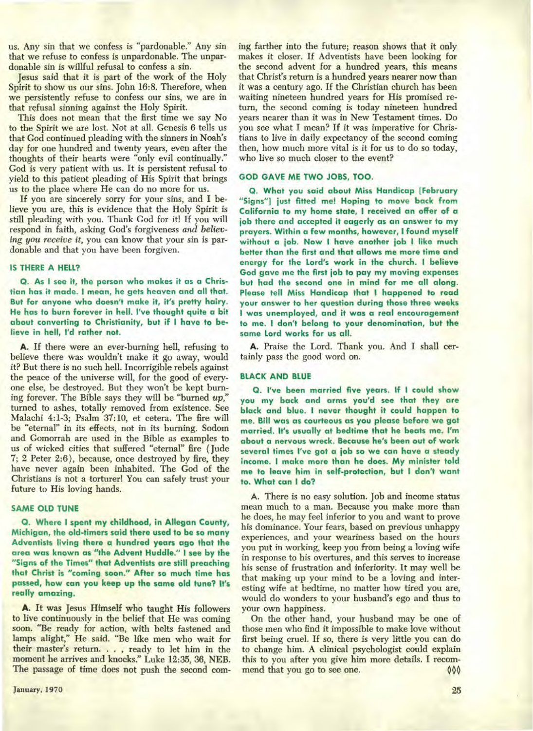us. Any sin that we confess is "pardonable." Any sin that we refuse to confess is unpardonable. The unpardonable sin is willful refusal to confess a sin.

Jesus said that it is part of the work of the Holy Spirit to show us our sins. John 16:8. Therefore, when we persistently refuse to confess our sins, we are in that refusal sinning against the Holy Spirit.

This does not mean that the first time we say No to the Spirit we are lost. Not at all. Genesis 6 tells us that God continued pleading with the sinners in Noah's day for one hundred and twenty years, even after the thoughts of their hearts were "only evil continually." God is very patient with us. It is persistent refusal to yield to this patient pleading of His Spirit that brings us to the place where He can do no more for us.

If you are sincerely sorry for your sins, and I believe you are, this is evidence that the Holy Spirit is still pleading with you. Thank God for it! If you will respond in faith, asking God's forgiveness *and believing you receive it,* you can know that your sin is pardonable and that you have been forgiven.

### IS THERE A HELL?

**Q. As I see it, the person who makes it as a Christian has it made. I mean, he gets heaven and all that. But for anyone who doesn't make it, it's pretty hairy. He has to burn forever in hell. I've thought quite a bit about converting to Christianity, but if I have to believe in hell, I'd rather not.**

**A.** If there were an ever-burning hell, refusing to believe there was wouldn't make it go away, would it? But there is no such hell. Incorrigible rebels against the peace of the universe will, for the good of everyone else, be destroyed. But they won't be kept burning forever. The Bible says they will be "burned *up,*" turned to ashes, totally removed from existence. See Malachi 4:1-3; Psalm 37:10, et cetera. The fire will be "eternal" in its effects, not in its burning. Sodom and Gomorrah are used in the Bible as examples to us of wicked cities that suffered "eternal" fire (Jude 7; 2 Peter 2:6), because, once destroyed by fire, they have never again been inhabited. The God of the Christians is not a torturer! You can safely trust your future to His loving hands.

### SAME OLD TUNE

**Q. Where I spent my childhood, in Allegan County, Michigan, the old-timers said there used to be so many Adventists living there a hundred years ago that the area was known as "the Advent Huddle." I see by the "Signs of the Times" that Adventists are still preaching that Christ is "coming soon." After so much time has passed, how can you keep up the same old tune? It's really amazing.**

**A.** It was Jesus Himself who taught His followers to live continuously in the belief that He was coming soon. "Be ready for action, with belts fastened and lamps alight," He said. "Be like men who wait for their master's return. . . , ready to let him in the moment he arrives and knocks." Luke 12:35, 36, NEB. The passage of time does not push the second coming farther into the future; reason shows that it only makes it closer. If Adventists have been looking for the second advent for a hundred years, this means that Christ's return is a hundred years nearer now than it was a century ago. If the Christian church has been waiting nineteen hundred years for His promised return, the second coming is today nineteen hundred years nearer than it was in New Testament times. Do you see what I mean? If it was imperative for Christians to live in daily expectancy of the second coming then, how much more vital is it for us to do so today, who live so much closer to the event?

### GOD GAVE ME TWO JOBS, TOO.

**Q. What you said about Miss Handicap [February "Signs"] just fitted me! Hoping to move back from California to my home state, I received an offer of a job there and accepted it eagerly as an answer to my prayers. Within a few months, however, I found myself without a job. Now I have another job I like much better than the first and that allows me more time and energy for the Lord's work in the church. I believe God gave me the first job to pay my moving expenses but had the second one in mind for me all along. Please tell Miss Handicap that I happened to read your answer to her question during those three weeks I was unemployed, and it was a real encouragement to me. I don't belong to your denomination, but the same Lord works for us all.**

**A.** Praise the Lord. Thank you. And I shall certainly pass the good word on.

### BLACK AND BLUE

**Q. I've been married five years. If I could show you my back and arms you'd see that they are black and blue. I never thought it could happen to me. Bill was as courteous as you please before we got married. It's usually at bedtime that he beats me. I'm about a nervous wreck. Because he's been out of work several times I've got a job so we can have a steady income. I make more than he does. My minister told me to leave him in self-protection, but I don't want to. What can I do?**

A. There is no easy solution. Job and income status mean much to a man. Because you make more than he does, he may feel inferior to you and want to prove his dominance. Your fears, based on previous unhappy experiences, and your weariness based on the hours you put in working, keep you from being a loving wife in response to his overtures, and this serves to increase his sense of frustration and inferiority. It may well be that making up your mind to be a loving and interesting wife at bedtime, no matter how tired you are, would do wonders to your husband's ego and thus to your own happiness.

On the other hand, your husband may be one of those men who find it impossible to make love without first being cruel. If so, there is very little you can do to change him. A clinical psychologist could explain this to you after you give him more details. I recommend that you go to see one.